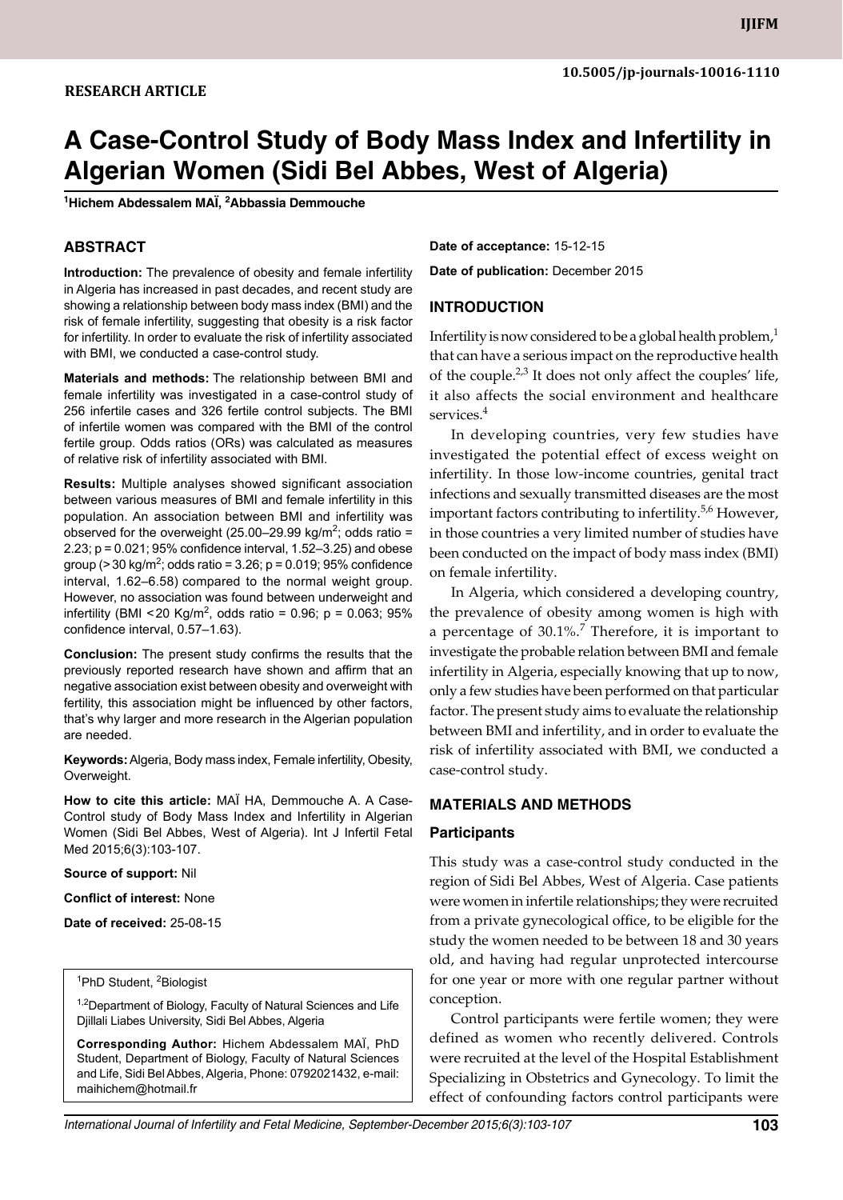RESEARCH ARTICLE

10.5005/jp-journals-10016-1110

# A Case-Control Study of Body Mass Index and Infertility in Algerian Women (Sidi Bel Abbes, West of Algeria)

[1]Hichem Abdessalem MAÏ, [2]Abbassia Demmouche

## ABSTRACT

**Introduction:** The prevalence of obesity and female infertility in Algeria has increased in past decades, and recent study are showing a relationship between body mass index (BMI) and the risk of female infertility, suggesting that obesity is a risk factor for infertility. In order to evaluate the risk of infertility associated with BMI, we conducted a case-control study.

**Materials and methods:** The relationship between BMI and female infertility was investigated in a case-control study of 256 infertile cases and 326 fertile control subjects. The BMI of infertile women was compared with the BMI of the control fertile group. Odds ratios (ORs) was calculated as measures of relative risk of infertility associated with BMI.

**Results:** Multiple analyses showed significant association between various measures of BMI and female infertility in this population. An association between BMI and infertility was observed for the overweight (25.00–29.99 kg/m$^2$; odds ratio = 2.23; p = 0.021; 95% confidence interval, 1.52–3.25) and obese group (> 30 kg/m$^2$; odds ratio = 3.26; p = 0.019; 95% confidence interval, 1.62–6.58) compared to the normal weight group. However, no association was found between underweight and infertility (BMI < 20 Kg/m$^2$, odds ratio = 0.96; p = 0.063; 95% confidence interval, 0.57–1.63).

**Conclusion:** The present study confirms the results that the previously reported research have shown and affirm that an negative association exist between obesity and overweight with fertility, this association might be influenced by other factors, that's why larger and more research in the Algerian population are needed.

**Keywords:** Algeria, Body mass index, Female infertility, Obesity, Overweight.

**How to cite this article:** MAÏ HA, Demmouche A. A Case-Control study of Body Mass Index and Infertility in Algerian Women (Sidi Bel Abbes, West of Algeria). Int J Infertil Fetal Med 2015;6(3):103-107.

**Source of support:** Nil

**Conflict of interest:** None

**Date of received:** 25-08-15

[1]PhD Student, [2]Biologist

[1,2]Department of Biology, Faculty of Natural Sciences and Life Djillali Liabes University, Sidi Bel Abbes, Algeria

**Corresponding Author:** Hichem Abdessalem MAÏ, PhD Student, Department of Biology, Faculty of Natural Sciences and Life, Sidi Bel Abbes, Algeria, Phone: 0792021432, e-mail: maihichem@hotmail.fr

**Date of acceptance:** 15-12-15

**Date of publication:** December 2015

## INTRODUCTION

Infertility is now considered to be a global health problem,[1] that can have a serious impact on the reproductive health of the couple.[2,3] It does not only affect the couples' life, it also affects the social environment and healthcare services.[4]

In developing countries, very few studies have investigated the potential effect of excess weight on infertility. In those low-income countries, genital tract infections and sexually transmitted diseases are the most important factors contributing to infertility.[5,6] However, in those countries a very limited number of studies have been conducted on the impact of body mass index (BMI) on female infertility.

In Algeria, which considered a developing country, the prevalence of obesity among women is high with a percentage of 30.1%.[7] Therefore, it is important to investigate the probable relation between BMI and female infertility in Algeria, especially knowing that up to now, only a few studies have been performed on that particular factor. The present study aims to evaluate the relationship between BMI and infertility, and in order to evaluate the risk of infertility associated with BMI, we conducted a case-control study.

## MATERIALS AND METHODS

### Participants

This study was a case-control study conducted in the region of Sidi Bel Abbes, West of Algeria. Case patients were women in infertile relationships; they were recruited from a private gynecological office, to be eligible for the study the women needed to be between 18 and 30 years old, and having had regular unprotected intercourse for one year or more with one regular partner without conception.

Control participants were fertile women; they were defined as women who recently delivered. Controls were recruited at the level of the Hospital Establishment Specializing in Obstetrics and Gynecology. To limit the effect of confounding factors control participants were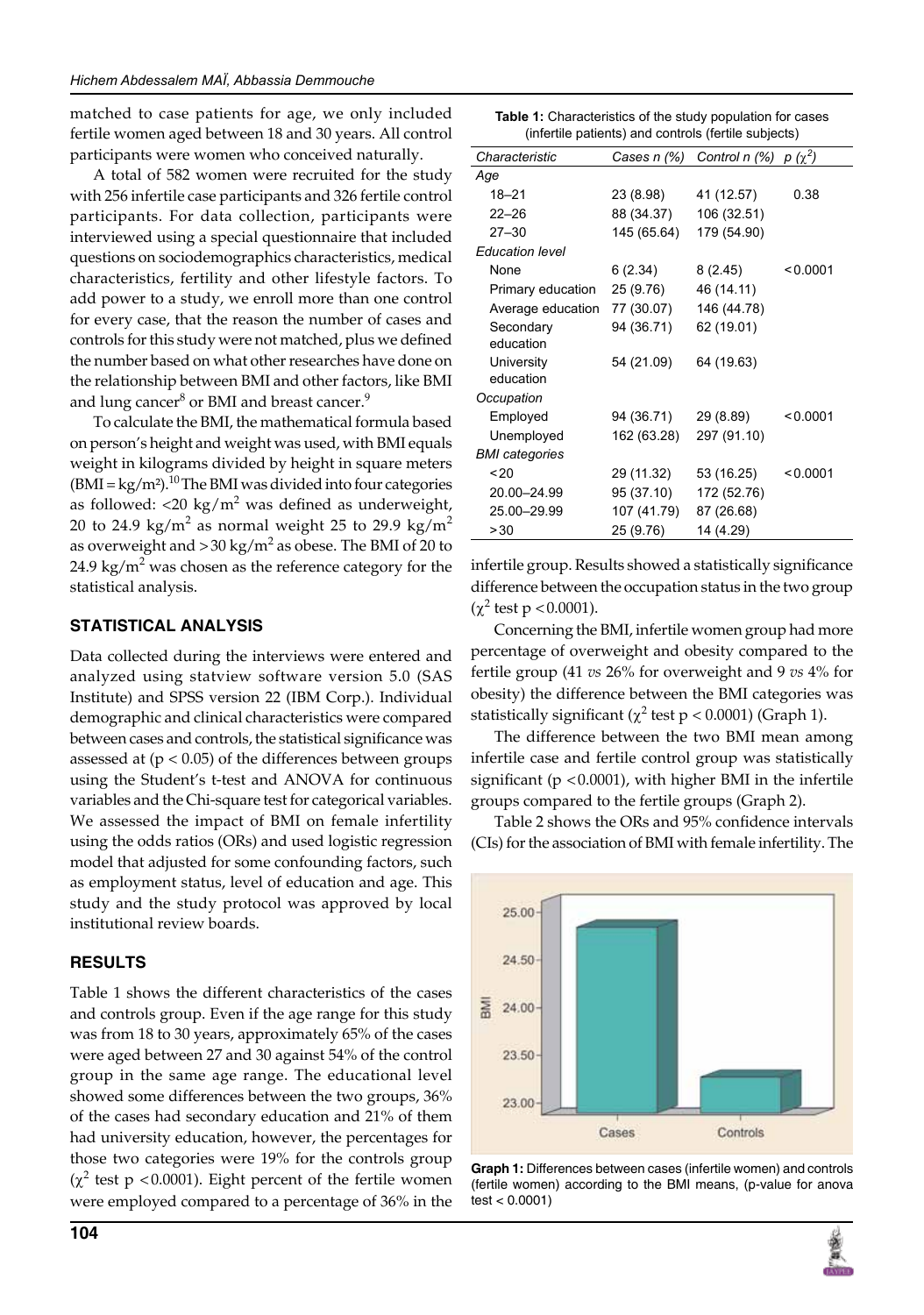matched to case patients for age, we only included fertile women aged between 18 and 30 years. All control participants were women who conceived naturally.

A total of 582 women were recruited for the study with 256 infertile case participants and 326 fertile control participants. For data collection, participants were interviewed using a special questionnaire that included questions on sociodemographics characteristics, medical characteristics, fertility and other lifestyle factors. To add power to a study, we enroll more than one control for every case, that the reason the number of cases and controls for this study were not matched, plus we defined the number based on what other researches have done on the relationship between BMI and other factors, like BMI and lung cancer[8] or BMI and breast cancer.[9]

To calculate the BMI, the mathematical formula based on person's height and weight was used, with BMI equals weight in kilograms divided by height in square meters (BMI = kg/m²).[10] The BMI was divided into four categories as followed: <20 $kg/m^2$ was defined as underweight, 20 to 24.9 $kg/m^2$ as normal weight 25 to 29.9 $kg/m^2$ as overweight and >30 $kg/m^2$ as obese. The BMI of 20 to 24.9 $kg/m^2$ was chosen as the reference category for the statistical analysis.

## STATISTICAL ANALYSIS

Data collected during the interviews were entered and analyzed using statview software version 5.0 (SAS Institute) and SPSS version 22 (IBM Corp.). Individual demographic and clinical characteristics were compared between cases and controls, the statistical significance was assessed at ($p < 0.05$) of the differences between groups using the Student's t-test and ANOVA for continuous variables and the Chi-square test for categorical variables. We assessed the impact of BMI on female infertility using the odds ratios (ORs) and used logistic regression model that adjusted for some confounding factors, such as employment status, level of education and age. This study and the study protocol was approved by local institutional review boards.

## RESULTS

Table 1 shows the different characteristics of the cases and controls group. Even if the age range for this study was from 18 to 30 years, approximately 65% of the cases were aged between 27 and 30 against 54% of the control group in the same age range. The educational level showed some differences between the two groups, 36% of the cases had secondary education and 21% of them had university education, however, the percentages for those two categories were 19% for the controls group ($\chi^2$ test $p < 0.0001$). Eight percent of the fertile women were employed compared to a percentage of 36% in the infertile group. Results showed a statistically significance difference between the occupation status in the two group ($\chi^2$ test $p < 0.0001$).

Concerning the BMI, infertile women group had more percentage of overweight and obesity compared to the fertile group (41 *vs* 26% for overweight and 9 *vs* 4% for obesity) the difference between the BMI categories was statistically significant ($\chi^2$ test $p < 0.0001$) (Graph 1).

The difference between the two BMI mean among infertile case and fertile control group was statistically significant ($p < 0.0001$), with higher BMI in the infertile groups compared to the fertile groups (Graph 2).

Table 2 shows the ORs and 95% confidence intervals (CIs) for the association of BMI with female infertility. The

**Table 1:** Characteristics of the study population for cases (infertile patients) and controls (fertile subjects)

| *Characteristic* | *Cases n (%)* | *Control n (%)* | *p* ($\chi^2$) |
|---|---|---|---|
| *Age* | | | |
| 18–21 | 23 (8.98) | 41 (12.57) | 0.38 |
| 22–26 | 88 (34.37) | 106 (32.51) | |
| 27–30 | 145 (65.64) | 179 (54.90) | |
| *Education level* | | | |
| None | 6 (2.34) | 8 (2.45) | <0.0001 |
| Primary education | 25 (9.76) | 46 (14.11) | |
| Average education | 77 (30.07) | 146 (44.78) | |
| Secondary education | 94 (36.71) | 62 (19.01) | |
| University education | 54 (21.09) | 64 (19.63) | |
| *Occupation* | | | |
| Employed | 94 (36.71) | 29 (8.89) | <0.0001 |
| Unemployed | 162 (63.28) | 297 (91.10) | |
| *BMI categories* | | | |
| <20 | 29 (11.32) | 53 (16.25) | <0.0001 |
| 20.00–24.99 | 95 (37.10) | 172 (52.76) | |
| 25.00–29.99 | 107 (41.79) | 87 (26.68) | |
| >30 | 25 (9.76) | 14 (4.29) | |

**Graph 1:** Differences between cases (infertile women) and controls (fertile women) according to the BMI means, (p-value for anova test < 0.0001)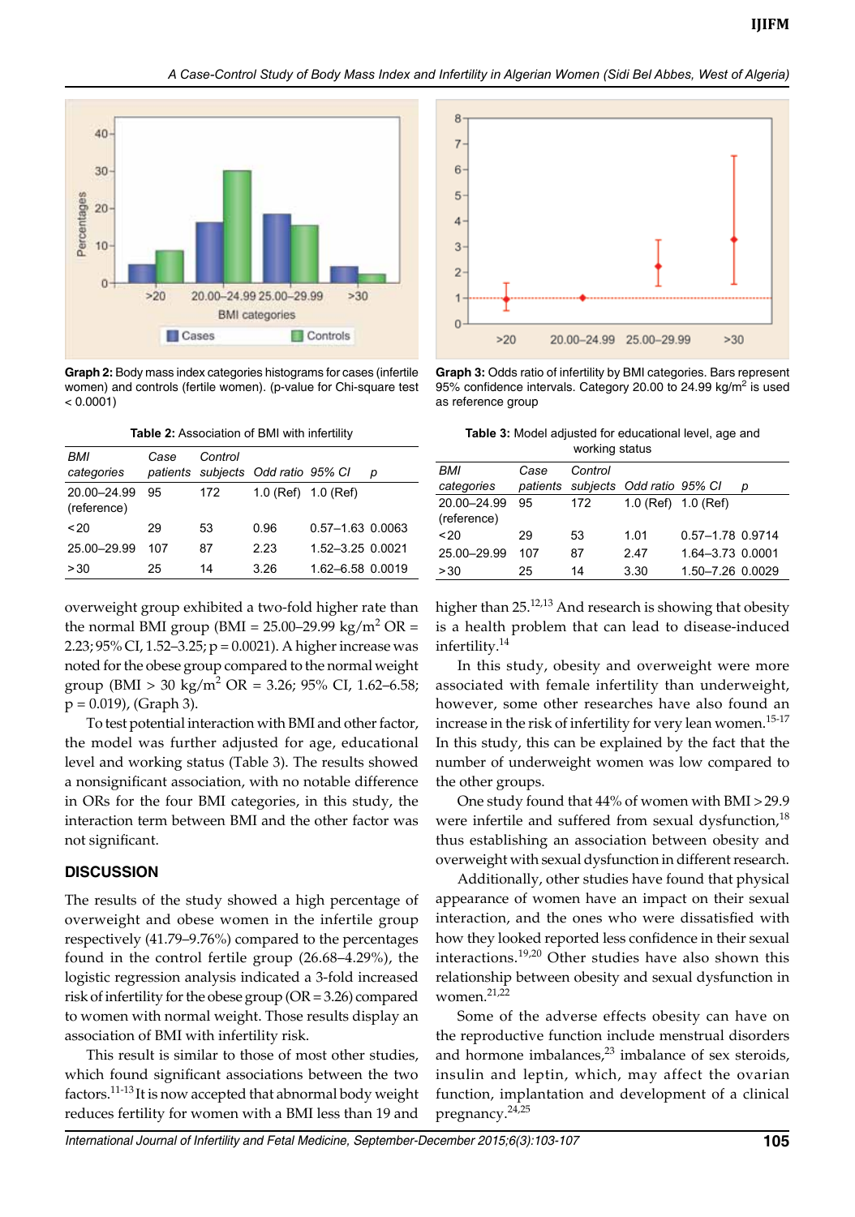Graph 2: Body mass index categories histograms for cases (infertile women) and controls (fertile women). (p-value for Chi-square test < 0.0001)

Graph 3: Odds ratio of infertility by BMI categories. Bars represent 95% confidence intervals. Category 20.00 to 24.99 $kg/m^2$ is used as reference group

**Table 2:** Association of BMI with infertility

| *BMI categories* | *Case patients* | *Control subjects* | *Odd ratio* | *95% CI* | *p* |
|---|---|---|---|---|---|
| 20.00–24.99 (reference) | 95 | 172 | 1.0 (Ref) | 1.0 (Ref) | |
| <20 | 29 | 53 | 0.96 | 0.57–1.63 | 0.0063 |
| 25.00–29.99 | 107 | 87 | 2.23 | 1.52–3.25 | 0.0021 |
| >30 | 25 | 14 | 3.26 | 1.62–6.58 | 0.0019 |

**Table 3:** Model adjusted for educational level, age and working status

| *BMI categories* | *Case patients* | *Control subjects* | *Odd ratio* | *95% CI* | *p* |
|---|---|---|---|---|---|
| 20.00–24.99 (reference) | 95 | 172 | 1.0 (Ref) | 1.0 (Ref) | |
| <20 | 29 | 53 | 1.01 | 0.57–1.78 | 0.9714 |
| 25.00–29.99 | 107 | 87 | 2.47 | 1.64–3.73 | 0.0001 |
| >30 | 25 | 14 | 3.30 | 1.50–7.26 | 0.0029 |

overweight group exhibited a two-fold higher rate than the normal BMI group (BMI = 25.00–29.99 $kg/m^2$ OR = 2.23; 95% CI, 1.52–3.25; p = 0.0021). A higher increase was noted for the obese group compared to the normal weight group (BMI > 30 $kg/m^2$ OR = 3.26; 95% CI, 1.62–6.58; p = 0.019), (Graph 3).

To test potential interaction with BMI and other factor, the model was further adjusted for age, educational level and working status (Table 3). The results showed a nonsignificant association, with no notable difference in ORs for the four BMI categories, in this study, the interaction term between BMI and the other factor was not significant.

## DISCUSSION

The results of the study showed a high percentage of overweight and obese women in the infertile group respectively (41.79–9.76%) compared to the percentages found in the control fertile group (26.68–4.29%), the logistic regression analysis indicated a 3-fold increased risk of infertility for the obese group (OR = 3.26) compared to women with normal weight. Those results display an association of BMI with infertility risk.

This result is similar to those of most other studies, which found significant associations between the two factors.[11-13] It is now accepted that abnormal body weight reduces fertility for women with a BMI less than 19 and higher than 25.[12,13] And research is showing that obesity is a health problem that can lead to disease-induced infertility.[14]

In this study, obesity and overweight were more associated with female infertility than underweight, however, some other researches have also found an increase in the risk of infertility for very lean women.[15-17] In this study, this can be explained by the fact that the number of underweight women was low compared to the other groups.

One study found that 44% of women with BMI > 29.9 were infertile and suffered from sexual dysfunction,[18] thus establishing an association between obesity and overweight with sexual dysfunction in different research.

Additionally, other studies have found that physical appearance of women have an impact on their sexual interaction, and the ones who were dissatisfied with how they looked reported less confidence in their sexual interactions.[19,20] Other studies have also shown this relationship between obesity and sexual dysfunction in women.[21,22]

Some of the adverse effects obesity can have on the reproductive function include menstrual disorders and hormone imbalances,[23] imbalance of sex steroids, insulin and leptin, which, may affect the ovarian function, implantation and development of a clinical pregnancy.[24,25]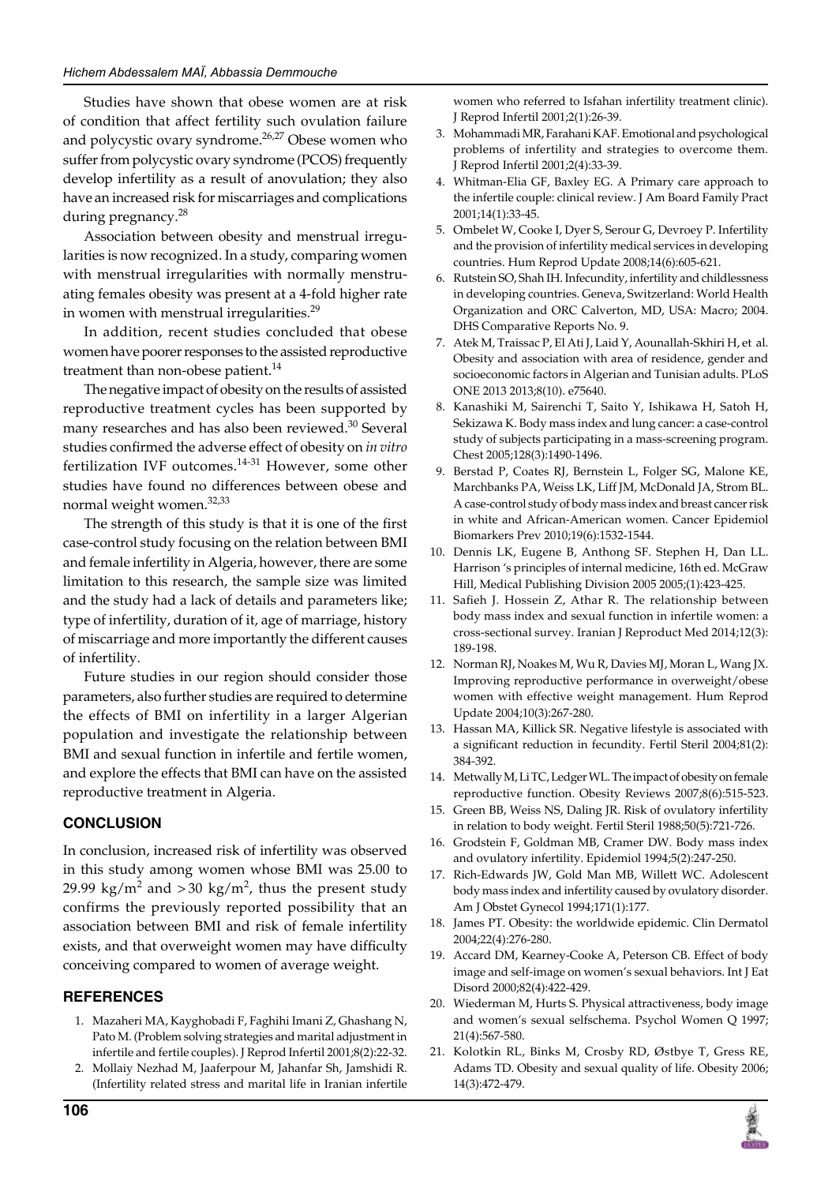Studies have shown that obese women are at risk of condition that affect fertility such ovulation failure and polycystic ovary syndrome.[26,27] Obese women who suffer from polycystic ovary syndrome (PCOS) frequently develop infertility as a result of anovulation; they also have an increased risk for miscarriages and complications during pregnancy.[28]

Association between obesity and menstrual irregularities is now recognized. In a study, comparing women with menstrual irregularities with normally menstruating females obesity was present at a 4-fold higher rate in women with menstrual irregularities.[29]

In addition, recent studies concluded that obese women have poorer responses to the assisted reproductive treatment than non-obese patient.[14]

The negative impact of obesity on the results of assisted reproductive treatment cycles has been supported by many researches and has also been reviewed.[30] Several studies confirmed the adverse effect of obesity on *in vitro* fertilization IVF outcomes.[14-31] However, some other studies have found no differences between obese and normal weight women.[32,33]

The strength of this study is that it is one of the first case-control study focusing on the relation between BMI and female infertility in Algeria, however, there are some limitation to this research, the sample size was limited and the study had a lack of details and parameters like; type of infertility, duration of it, age of marriage, history of miscarriage and more importantly the different causes of infertility.

Future studies in our region should consider those parameters, also further studies are required to determine the effects of BMI on infertility in a larger Algerian population and investigate the relationship between BMI and sexual function in infertile and fertile women, and explore the effects that BMI can have on the assisted reproductive treatment in Algeria.

## CONCLUSION

In conclusion, increased risk of infertility was observed in this study among women whose BMI was 25.00 to 29.99 $kg/m^2$ and $>30$ $kg/m^2$, thus the present study confirms the previously reported possibility that an association between BMI and risk of female infertility exists, and that overweight women may have difficulty conceiving compared to women of average weight.

## REFERENCES

1. Mazaheri MA, Kayghobadi F, Faghihi Imani Z, Ghashang N, Pato M. (Problem solving strategies and marital adjustment in infertile and fertile couples). J Reprod Infertil 2001;8(2):22-32.
2. Mollaiy Nezhad M, Jaaferpour M, Jahanfar Sh, Jamshidi R. (Infertility related stress and marital life in Iranian infertile women who referred to Isfahan infertility treatment clinic). J Reprod Infertil 2001;2(1):26-39.
3. Mohammadi MR, Farahani KAF. Emotional and psychological problems of infertility and strategies to overcome them. J Reprod Infertil 2001;2(4):33-39.
4. Whitman-Elia GF, Baxley EG. A Primary care approach to the infertile couple: clinical review. J Am Board Family Pract 2001;14(1):33-45.
5. Ombelet W, Cooke I, Dyer S, Serour G, Devroey P. Infertility and the provision of infertility medical services in developing countries. Hum Reprod Update 2008;14(6):605-621.
6. Rutstein SO, Shah IH. Infecundity, infertility and childlessness in developing countries. Geneva, Switzerland: World Health Organization and ORC Calverton, MD, USA: Macro; 2004. DHS Comparative Reports No. 9.
7. Atek M, Traissac P, El Ati J, Laid Y, Aounallah-Skhiri H, et al. Obesity and association with area of residence, gender and socioeconomic factors in Algerian and Tunisian adults. PLoS ONE 2013 2013;8(10). e75640.
8. Kanashiki M, Sairenchi T, Saito Y, Ishikawa H, Satoh H, Sekizawa K. Body mass index and lung cancer: a case-control study of subjects participating in a mass-screening program. Chest 2005;128(3):1490-1496.
9. Berstad P, Coates RJ, Bernstein L, Folger SG, Malone KE, Marchbanks PA, Weiss LK, Liff JM, McDonald JA, Strom BL. A case-control study of body mass index and breast cancer risk in white and African-American women. Cancer Epidemiol Biomarkers Prev 2010;19(6):1532-1544.
10. Dennis LK, Eugene B, Anthong SF. Stephen H, Dan LL. Harrison 's principles of internal medicine, 16th ed. McGraw Hill, Medical Publishing Division 2005 2005;(1):423-425.
11. Safieh J. Hossein Z, Athar R. The relationship between body mass index and sexual function in infertile women: a cross-sectional survey. Iranian J Reproduct Med 2014;12(3): 189-198.
12. Norman RJ, Noakes M, Wu R, Davies MJ, Moran L, Wang JX. Improving reproductive performance in overweight/obese women with effective weight management. Hum Reprod Update 2004;10(3):267-280.
13. Hassan MA, Killick SR. Negative lifestyle is associated with a significant reduction in fecundity. Fertil Steril 2004;81(2): 384-392.
14. Metwally M, Li TC, Ledger WL. The impact of obesity on female reproductive function. Obesity Reviews 2007;8(6):515-523.
15. Green BB, Weiss NS, Daling JR. Risk of ovulatory infertility in relation to body weight. Fertil Steril 1988;50(5):721-726.
16. Grodstein F, Goldman MB, Cramer DW. Body mass index and ovulatory infertility. Epidemiol 1994;5(2):247-250.
17. Rich-Edwards JW, Gold Man MB, Willett WC. Adolescent body mass index and infertility caused by ovulatory disorder. Am J Obstet Gynecol 1994;171(1):177.
18. James PT. Obesity: the worldwide epidemic. Clin Dermatol 2004;22(4):276-280.
19. Accard DM, Kearney-Cooke A, Peterson CB. Effect of body image and self-image on women's sexual behaviors. Int J Eat Disord 2000;82(4):422-429.
20. Wiederman M, Hurts S. Physical attractiveness, body image and women's sexual selfschema. Psychol Women Q 1997; 21(4):567-580.
21. Kolotkin RL, Binks M, Crosby RD, Østbye T, Gress RE, Adams TD. Obesity and sexual quality of life. Obesity 2006; 14(3):472-479.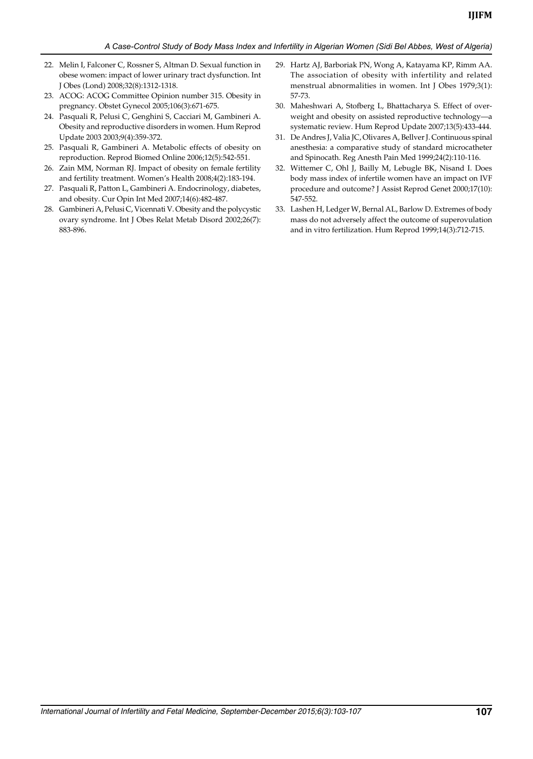22. Melin I, Falconer C, Rossner S, Altman D. Sexual function in obese women: impact of lower urinary tract dysfunction. Int J Obes (Lond) 2008;32(8):1312-1318.
23. ACOG: ACOG Committee Opinion number 315. Obesity in pregnancy. Obstet Gynecol 2005;106(3):671-675.
24. Pasquali R, Pelusi C, Genghini S, Cacciari M, Gambineri A. Obesity and reproductive disorders in women. Hum Reprod Update 2003 2003;9(4):359-372.
25. Pasquali R, Gambineri A. Metabolic effects of obesity on reproduction. Reprod Biomed Online 2006;12(5):542-551.
26. Zain MM, Norman RJ. Impact of obesity on female fertility and fertility treatment. Women's Health 2008;4(2):183-194.
27. Pasquali R, Patton L, Gambineri A. Endocrinology, diabetes, and obesity. Cur Opin Int Med 2007;14(6):482-487.
28. Gambineri A, Pelusi C, Vicennati V. Obesity and the polycystic ovary syndrome. Int J Obes Relat Metab Disord 2002;26(7): 883-896.
29. Hartz AJ, Barboriak PN, Wong A, Katayama KP, Rimm AA. The association of obesity with infertility and related menstrual abnormalities in women. Int J Obes 1979;3(1): 57-73.
30. Maheshwari A, Stofberg L, Bhattacharya S. Effect of overweight and obesity on assisted reproductive technology—a systematic review. Hum Reprod Update 2007;13(5):433-444.
31. De Andres J, Valia JC, Olivares A, Bellver J. Continuous spinal anesthesia: a comparative study of standard microcatheter and Spinocath. Reg Anesth Pain Med 1999;24(2):110-116.
32. Wittemer C, Ohl J, Bailly M, Lebugle BK, Nisand I. Does body mass index of infertile women have an impact on IVF procedure and outcome? J Assist Reprod Genet 2000;17(10): 547-552.
33. Lashen H, Ledger W, Bernal AL, Barlow D. Extremes of body mass do not adversely affect the outcome of superovulation and in vitro fertilization. Hum Reprod 1999;14(3):712-715.